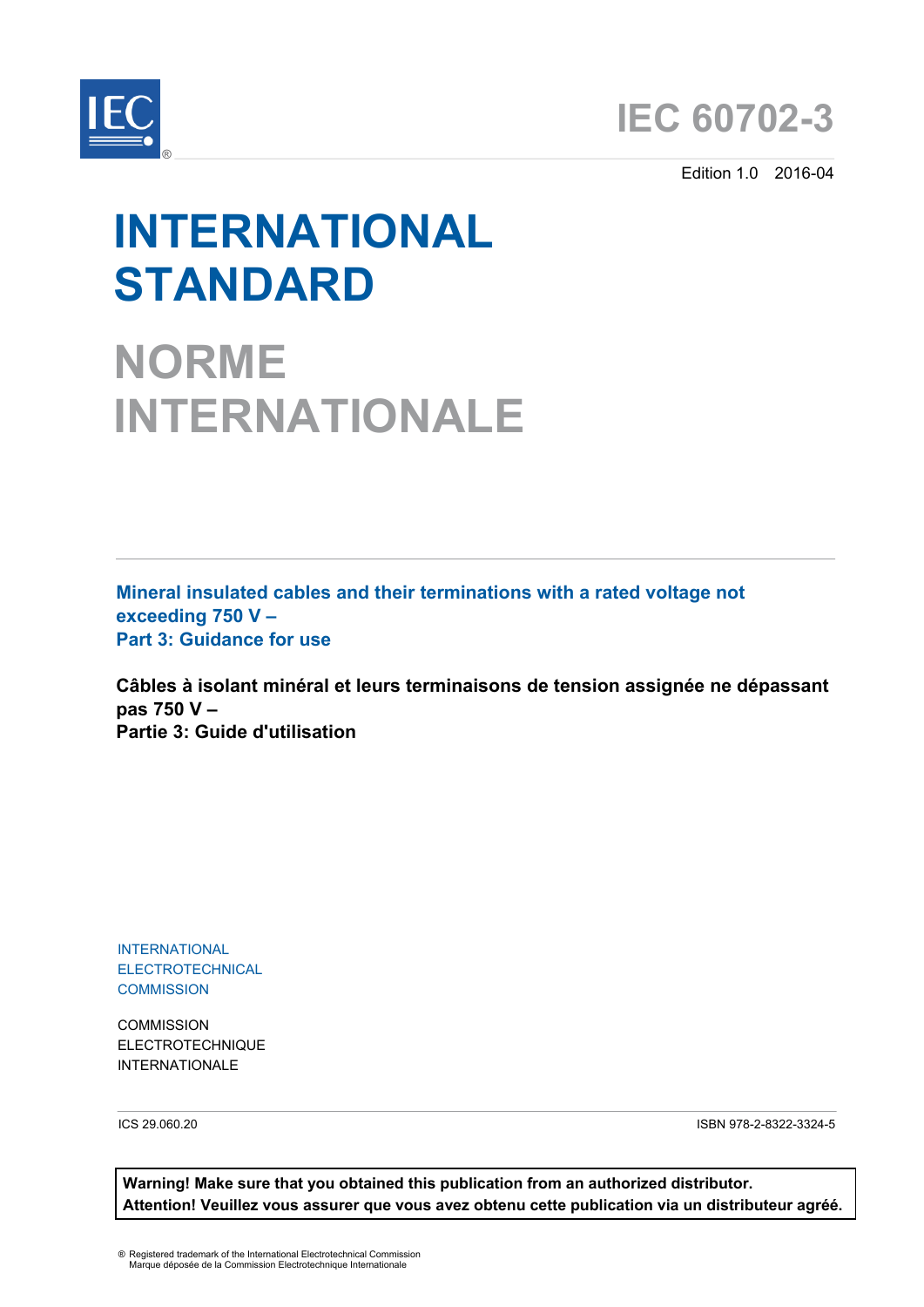IEC®

# IEC 60702-3

Edition 1.0 2016-04

# INTERNATIONAL STANDARD

# NORME INTERNATIONALE

**Mineral insulated cables and their terminations with a rated voltage not exceeding 750 V –**
**Part 3: Guidance for use**

**Câbles à isolant minéral et leurs terminaisons de tension assignée ne dépassant pas 750 V –**
**Partie 3: Guide d'utilisation**

INTERNATIONAL
ELECTROTECHNICAL
COMMISSION

COMMISSION
ELECTROTECHNIQUE
INTERNATIONALE

ICS 29.060.20

ISBN 978-2-8322-3324-5

**Warning! Make sure that you obtained this publication from an authorized distributor.**
**Attention! Veuillez vous assurer que vous avez obtenu cette publication via un distributeur agréé.**

® Registered trademark of the International Electrotechnical Commission
Marque déposée de la Commission Electrotechnique Internationale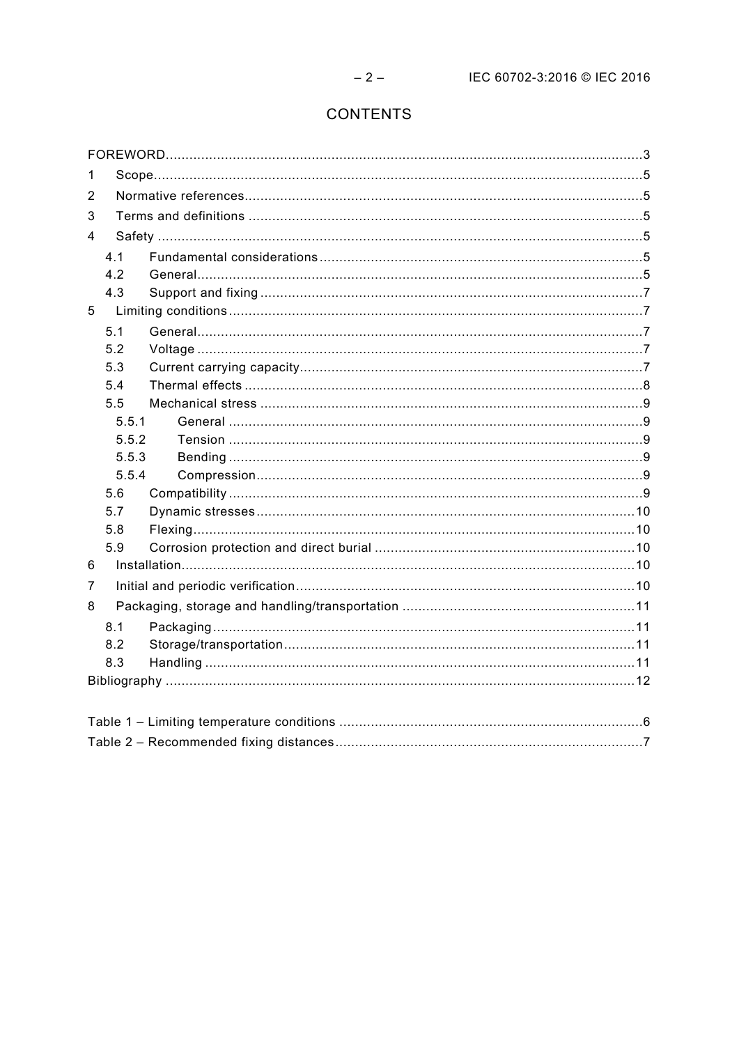# CONTENTS

FOREWORD .......................................................................................................................... 3

1 Scope ............................................................................................................................... 5

2 Normative references ........................................................................................................ 5

3 Terms and definitions ........................................................................................................ 5

4 Safety ............................................................................................................................... 5

  4.1 Fundamental considerations ......................................................................................... 5

  4.2 General ........................................................................................................................ 5

  4.3 Support and fixing ........................................................................................................ 7

5 Limiting conditions ............................................................................................................ 7

  5.1 General ........................................................................................................................ 7

  5.2 Voltage ........................................................................................................................ 7

  5.3 Current carrying capacity .............................................................................................. 7

  5.4 Thermal effects ............................................................................................................ 8

  5.5 Mechanical stress ........................................................................................................ 9

    5.5.1 General ................................................................................................................ 9

    5.5.2 Tension ................................................................................................................ 9

    5.5.3 Bending ................................................................................................................ 9

    5.5.4 Compression ......................................................................................................... 9

  5.6 Compatibility ................................................................................................................ 9

  5.7 Dynamic stresses ........................................................................................................ 10

  5.8 Flexing ....................................................................................................................... 10

  5.9 Corrosion protection and direct burial ......................................................................... 10

6 Installation ....................................................................................................................... 10

7 Initial and periodic verification .......................................................................................... 10

8 Packaging, storage and handling/transportation ................................................................ 11

  8.1 Packaging ................................................................................................................... 11

  8.2 Storage/transportation ................................................................................................. 11

  8.3 Handling ..................................................................................................................... 11

Bibliography ........................................................................................................................ 12

Table 1 – Limiting temperature conditions .............................................................................. 6

Table 2 – Recommended fixing distances ............................................................................... 7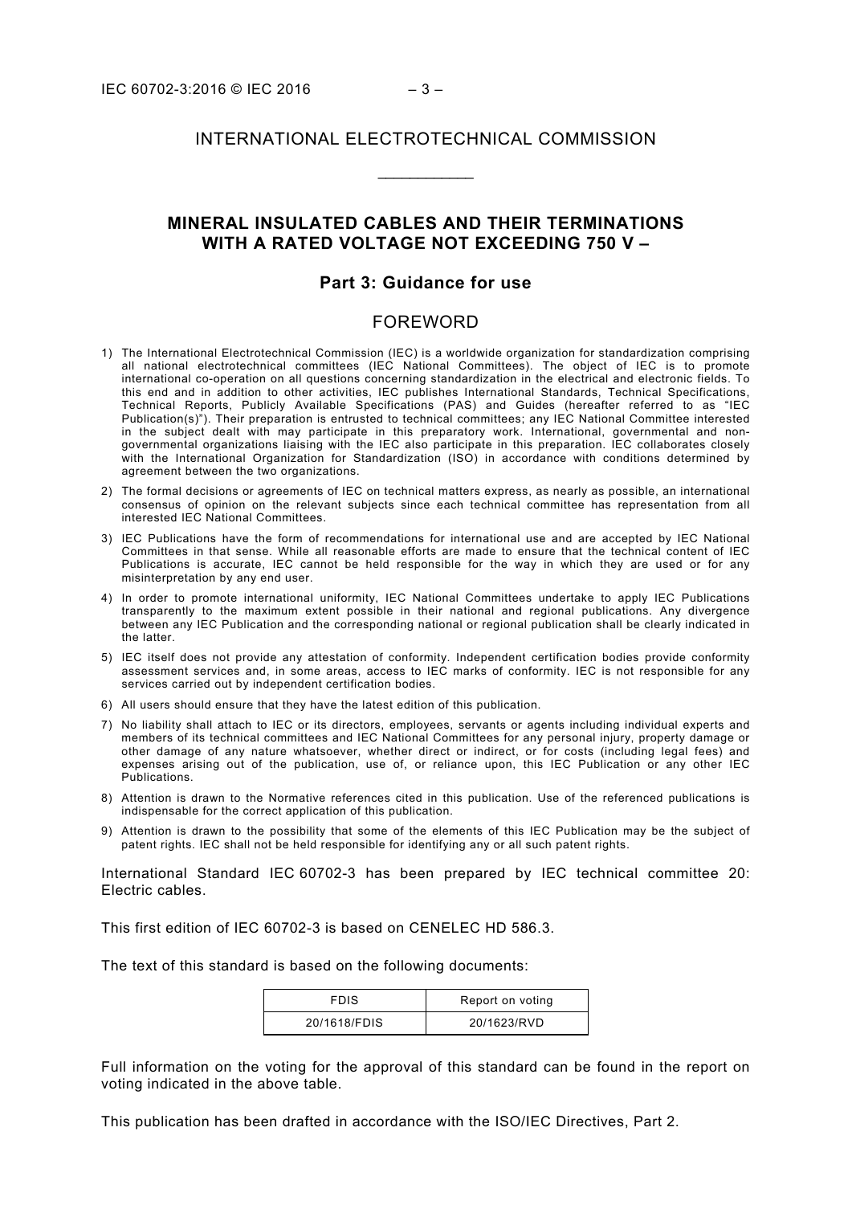# INTERNATIONAL ELECTROTECHNICAL COMMISSION

\_\_\_\_\_\_\_\_\_\_\_\_

## MINERAL INSULATED CABLES AND THEIR TERMINATIONS WITH A RATED VOLTAGE NOT EXCEEDING 750 V –

### Part 3: Guidance for use

## FOREWORD

1) The International Electrotechnical Commission (IEC) is a worldwide organization for standardization comprising all national electrotechnical committees (IEC National Committees). The object of IEC is to promote international co-operation on all questions concerning standardization in the electrical and electronic fields. To this end and in addition to other activities, IEC publishes International Standards, Technical Specifications, Technical Reports, Publicly Available Specifications (PAS) and Guides (hereafter referred to as "IEC Publication(s)"). Their preparation is entrusted to technical committees; any IEC National Committee interested in the subject dealt with may participate in this preparatory work. International, governmental and non-governmental organizations liaising with the IEC also participate in this preparation. IEC collaborates closely with the International Organization for Standardization (ISO) in accordance with conditions determined by agreement between the two organizations.
2) The formal decisions or agreements of IEC on technical matters express, as nearly as possible, an international consensus of opinion on the relevant subjects since each technical committee has representation from all interested IEC National Committees.
3) IEC Publications have the form of recommendations for international use and are accepted by IEC National Committees in that sense. While all reasonable efforts are made to ensure that the technical content of IEC Publications is accurate, IEC cannot be held responsible for the way in which they are used or for any misinterpretation by any end user.
4) In order to promote international uniformity, IEC National Committees undertake to apply IEC Publications transparently to the maximum extent possible in their national and regional publications. Any divergence between any IEC Publication and the corresponding national or regional publication shall be clearly indicated in the latter.
5) IEC itself does not provide any attestation of conformity. Independent certification bodies provide conformity assessment services and, in some areas, access to IEC marks of conformity. IEC is not responsible for any services carried out by independent certification bodies.
6) All users should ensure that they have the latest edition of this publication.
7) No liability shall attach to IEC or its directors, employees, servants or agents including individual experts and members of its technical committees and IEC National Committees for any personal injury, property damage or other damage of any nature whatsoever, whether direct or indirect, or for costs (including legal fees) and expenses arising out of the publication, use of, or reliance upon, this IEC Publication or any other IEC Publications.
8) Attention is drawn to the Normative references cited in this publication. Use of the referenced publications is indispensable for the correct application of this publication.
9) Attention is drawn to the possibility that some of the elements of this IEC Publication may be the subject of patent rights. IEC shall not be held responsible for identifying any or all such patent rights.

International Standard IEC 60702-3 has been prepared by IEC technical committee 20: Electric cables.

This first edition of IEC 60702-3 is based on CENELEC HD 586.3.

The text of this standard is based on the following documents:

| FDIS | Report on voting |
|---|---|
| 20/1618/FDIS | 20/1623/RVD |

Full information on the voting for the approval of this standard can be found in the report on voting indicated in the above table.

This publication has been drafted in accordance with the ISO/IEC Directives, Part 2.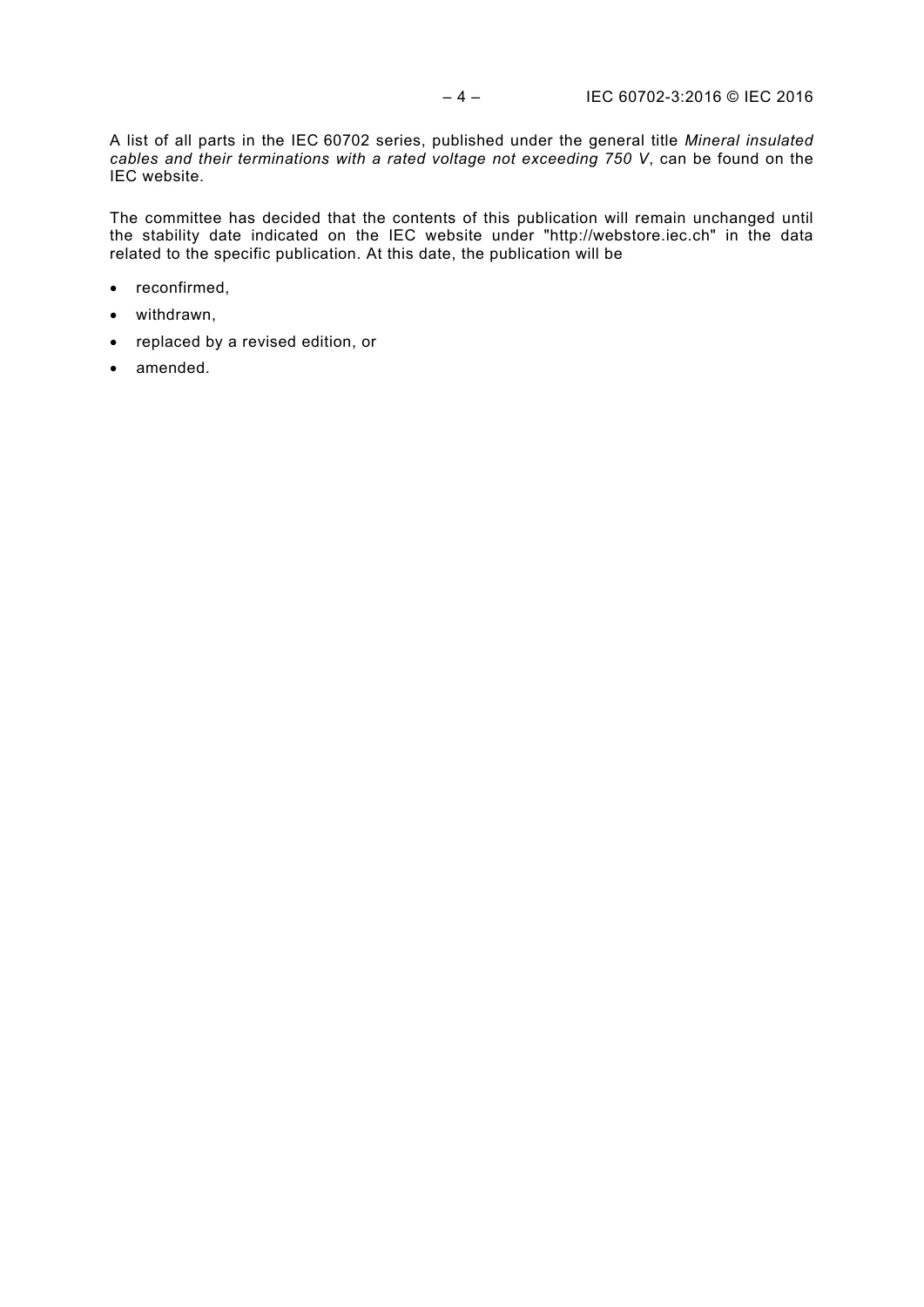A list of all parts in the IEC 60702 series, published under the general title *Mineral insulated cables and their terminations with a rated voltage not exceeding 750 V*, can be found on the IEC website.

The committee has decided that the contents of this publication will remain unchanged until the stability date indicated on the IEC website under "http://webstore.iec.ch" in the data related to the specific publication. At this date, the publication will be

- reconfirmed,
- withdrawn,
- replaced by a revised edition, or
- amended.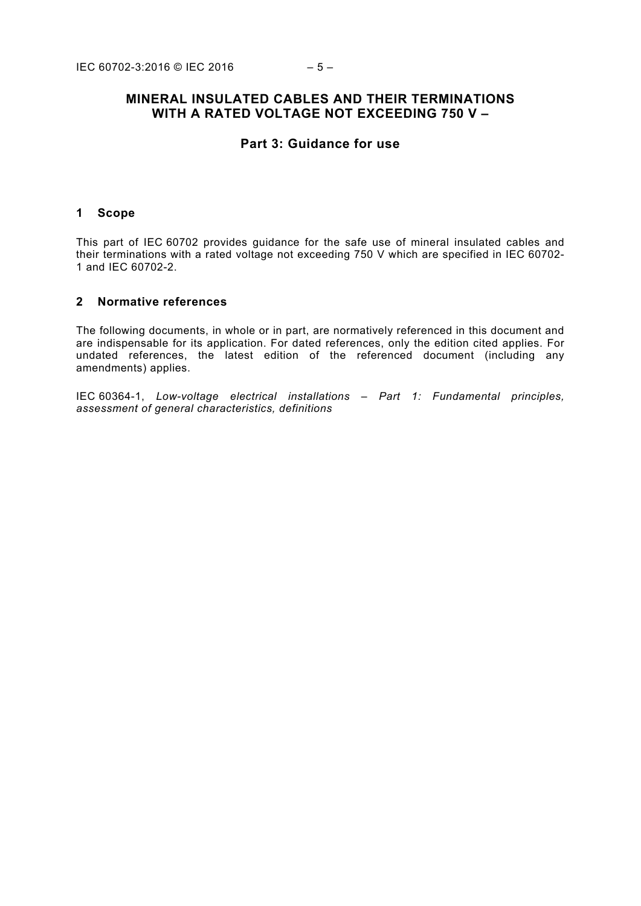# MINERAL INSULATED CABLES AND THEIR TERMINATIONS WITH A RATED VOLTAGE NOT EXCEEDING 750 V –

## Part 3: Guidance for use

## 1 Scope

This part of IEC 60702 provides guidance for the safe use of mineral insulated cables and their terminations with a rated voltage not exceeding 750 V which are specified in IEC 60702-1 and IEC 60702-2.

## 2 Normative references

The following documents, in whole or in part, are normatively referenced in this document and are indispensable for its application. For dated references, only the edition cited applies. For undated references, the latest edition of the referenced document (including any amendments) applies.

IEC 60364-1, *Low-voltage electrical installations – Part 1: Fundamental principles, assessment of general characteristics, definitions*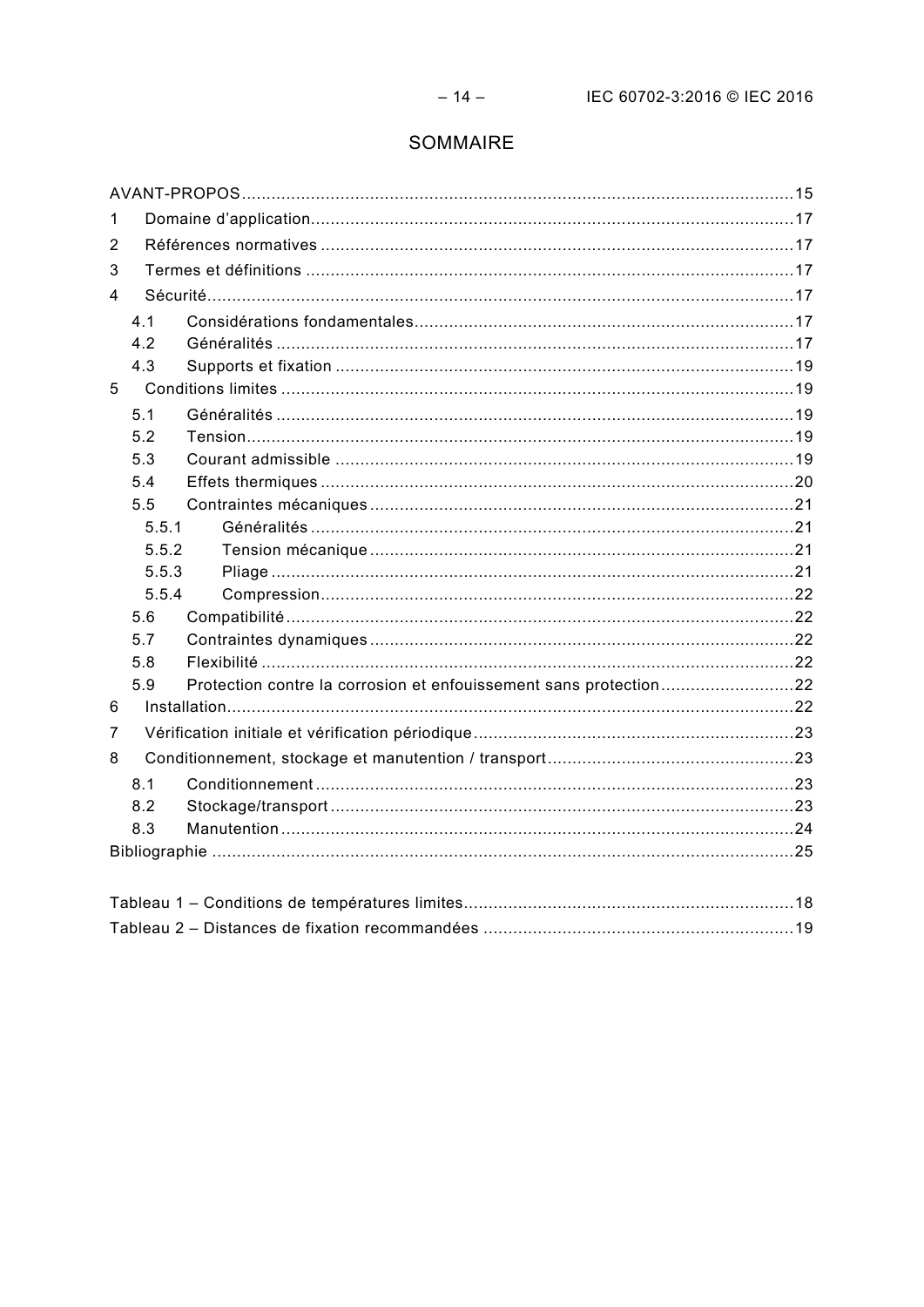# SOMMAIRE

AVANT-PROPOS ..... 15

1 Domaine d'application ..... 17

2 Références normatives ..... 17

3 Termes et définitions ..... 17

4 Sécurité ..... 17

- 4.1 Considérations fondamentales ..... 17
- 4.2 Généralités ..... 17
- 4.3 Supports et fixation ..... 19

5 Conditions limites ..... 19

- 5.1 Généralités ..... 19
- 5.2 Tension ..... 19
- 5.3 Courant admissible ..... 19
- 5.4 Effets thermiques ..... 20
- 5.5 Contraintes mécaniques ..... 21
  - 5.5.1 Généralités ..... 21
  - 5.5.2 Tension mécanique ..... 21
  - 5.5.3 Pliage ..... 21
  - 5.5.4 Compression ..... 22
- 5.6 Compatibilité ..... 22
- 5.7 Contraintes dynamiques ..... 22
- 5.8 Flexibilité ..... 22
- 5.9 Protection contre la corrosion et enfouissement sans protection ..... 22

6 Installation ..... 22

7 Vérification initiale et vérification périodique ..... 23

8 Conditionnement, stockage et manutention / transport ..... 23

- 8.1 Conditionnement ..... 23
- 8.2 Stockage/transport ..... 23
- 8.3 Manutention ..... 24

Bibliographie ..... 25

Tableau 1 – Conditions de températures limites ..... 18

Tableau 2 – Distances de fixation recommandées ..... 19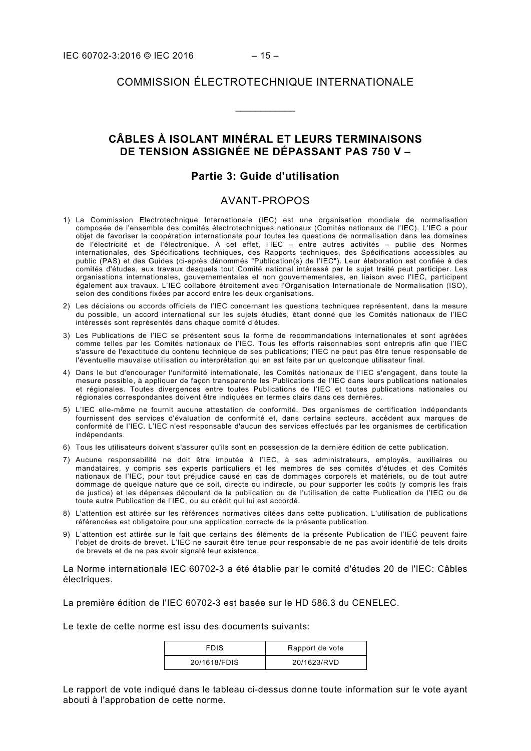COMMISSION ÉLECTROTECHNIQUE INTERNATIONALE

___________

# CÂBLES À ISOLANT MINÉRAL ET LEURS TERMINAISONS DE TENSION ASSIGNÉE NE DÉPASSANT PAS 750 V –

## Partie 3: Guide d'utilisation

## AVANT-PROPOS

1) La Commission Electrotechnique Internationale (IEC) est une organisation mondiale de normalisation composée de l'ensemble des comités électrotechniques nationaux (Comités nationaux de l'IEC). L'IEC a pour objet de favoriser la coopération internationale pour toutes les questions de normalisation dans les domaines de l'électricité et de l'électronique. A cet effet, l'IEC – entre autres activités – publie des Normes internationales, des Spécifications techniques, des Rapports techniques, des Spécifications accessibles au public (PAS) et des Guides (ci-après dénommés "Publication(s) de l'IEC"). Leur élaboration est confiée à des comités d'études, aux travaux desquels tout Comité national intéressé par le sujet traité peut participer. Les organisations internationales, gouvernementales et non gouvernementales, en liaison avec l'IEC, participent également aux travaux. L'IEC collabore étroitement avec l'Organisation Internationale de Normalisation (ISO), selon des conditions fixées par accord entre les deux organisations.
2) Les décisions ou accords officiels de l'IEC concernant les questions techniques représentent, dans la mesure du possible, un accord international sur les sujets étudiés, étant donné que les Comités nationaux de l'IEC intéressés sont représentés dans chaque comité d'études.
3) Les Publications de l'IEC se présentent sous la forme de recommandations internationales et sont agréées comme telles par les Comités nationaux de l'IEC. Tous les efforts raisonnables sont entrepris afin que l'IEC s'assure de l'exactitude du contenu technique de ses publications; l'IEC ne peut pas être tenue responsable de l'éventuelle mauvaise utilisation ou interprétation qui en est faite par un quelconque utilisateur final.
4) Dans le but d'encourager l'uniformité internationale, les Comités nationaux de l'IEC s'engagent, dans toute la mesure possible, à appliquer de façon transparente les Publications de l'IEC dans leurs publications nationales et régionales. Toutes divergences entre toutes Publications de l'IEC et toutes publications nationales ou régionales correspondantes doivent être indiquées en termes clairs dans ces dernières.
5) L'IEC elle-même ne fournit aucune attestation de conformité. Des organismes de certification indépendants fournissent des services d'évaluation de conformité et, dans certains secteurs, accèdent aux marques de conformité de l'IEC. L'IEC n'est responsable d'aucun des services effectués par les organismes de certification indépendants.
6) Tous les utilisateurs doivent s'assurer qu'ils sont en possession de la dernière édition de cette publication.
7) Aucune responsabilité ne doit être imputée à l'IEC, à ses administrateurs, employés, auxiliaires ou mandataires, y compris ses experts particuliers et les membres de ses comités d'études et des Comités nationaux de l'IEC, pour tout préjudice causé en cas de dommages corporels et matériels, ou de tout autre dommage de quelque nature que ce soit, directe ou indirecte, ou pour supporter les coûts (y compris les frais de justice) et les dépenses découlant de la publication ou de l'utilisation de cette Publication de l'IEC ou de toute autre Publication de l'IEC, ou au crédit qui lui est accordé.
8) L'attention est attirée sur les références normatives citées dans cette publication. L'utilisation de publications référencées est obligatoire pour une application correcte de la présente publication.
9) L'attention est attirée sur le fait que certains des éléments de la présente Publication de l'IEC peuvent faire l'objet de droits de brevet. L'IEC ne saurait être tenue pour responsable de ne pas avoir identifié de tels droits de brevets et de ne pas avoir signalé leur existence.

La Norme internationale IEC 60702-3 a été établie par le comité d'études 20 de l'IEC: Câbles électriques.

La première édition de l'IEC 60702-3 est basée sur le HD 586.3 du CENELEC.

Le texte de cette norme est issu des documents suivants:

| FDIS | Rapport de vote |
|---|---|
| 20/1618/FDIS | 20/1623/RVD |

Le rapport de vote indiqué dans le tableau ci-dessus donne toute information sur le vote ayant abouti à l'approbation de cette norme.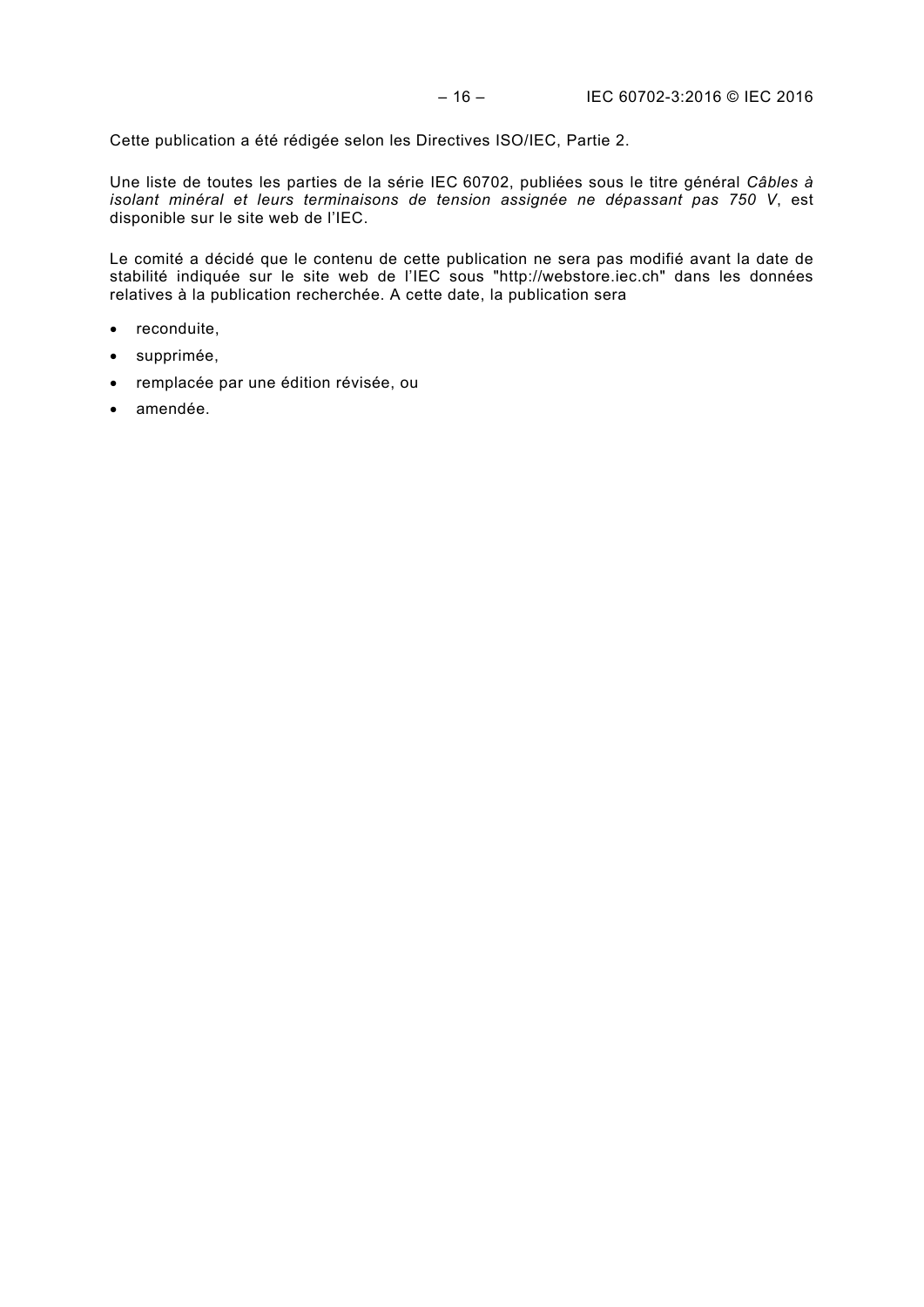Cette publication a été rédigée selon les Directives ISO/IEC, Partie 2.

Une liste de toutes les parties de la série IEC 60702, publiées sous le titre général *Câbles à isolant minéral et leurs terminaisons de tension assignée ne dépassant pas 750 V*, est disponible sur le site web de l'IEC.

Le comité a décidé que le contenu de cette publication ne sera pas modifié avant la date de stabilité indiquée sur le site web de l'IEC sous "http://webstore.iec.ch" dans les données relatives à la publication recherchée. A cette date, la publication sera

- reconduite,
- supprimée,
- remplacée par une édition révisée, ou
- amendée.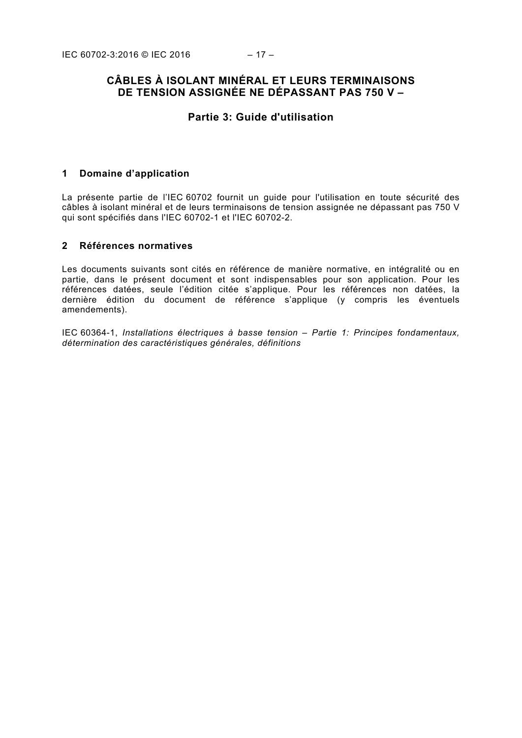# CÂBLES À ISOLANT MINÉRAL ET LEURS TERMINAISONS DE TENSION ASSIGNÉE NE DÉPASSANT PAS 750 V –

## Partie 3: Guide d'utilisation

## 1 Domaine d'application

La présente partie de l'IEC 60702 fournit un guide pour l'utilisation en toute sécurité des câbles à isolant minéral et de leurs terminaisons de tension assignée ne dépassant pas 750 V qui sont spécifiés dans l'IEC 60702-1 et l'IEC 60702-2.

## 2 Références normatives

Les documents suivants sont cités en référence de manière normative, en intégralité ou en partie, dans le présent document et sont indispensables pour son application. Pour les références datées, seule l'édition citée s'applique. Pour les références non datées, la dernière édition du document de référence s'applique (y compris les éventuels amendements).

IEC 60364-1, *Installations électriques à basse tension – Partie 1: Principes fondamentaux, détermination des caractéristiques générales, définitions*